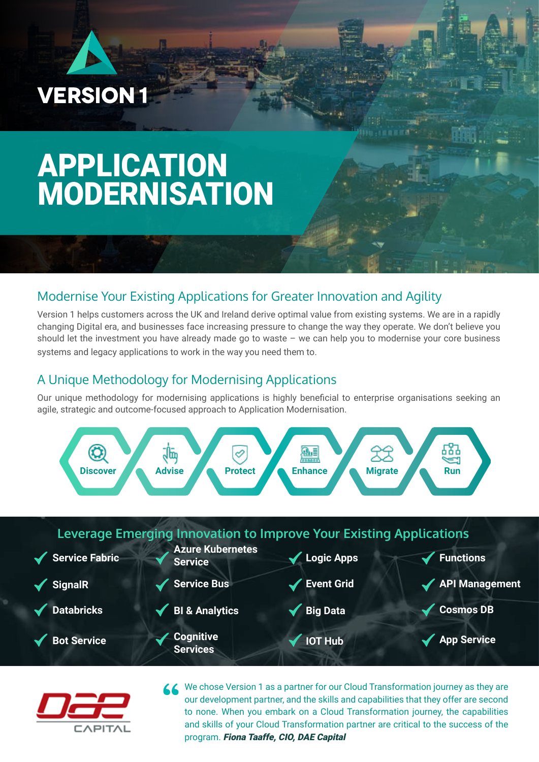VERSION 1

# APPLICATION MODERNISATION

## Modernise Your Existing Applications for Greater Innovation and Agility

Version 1 helps customers across the UK and Ireland derive optimal value from existing systems. We are in a rapidly changing Digital era, and businesses face increasing pressure to change the way they operate. We don't believe you should let the investment you have already made go to waste – we can help you to modernise your core business systems and legacy applications to work in the way you need them to.

## A Unique Methodology for Modernising Applications

Our unique methodology for modernising applications is highly beneficial to enterprise organisations seeking an agile, strategic and outcome-focused approach to Application Modernisation.

Discover → Advise → Protect → Enhance → Migrate → Run

## Leverage Emerging Innovation to Improve Your Existing Applications

- Service Fabric
- Azure Kubernetes Service
- Logic Apps
- Functions
- SignalR
- Service Bus
- Event Grid
- API Management
- Databricks
- BI & Analytics
- Big Data
- Cosmos DB
- Bot Service
- Cognitive Services
- IOT Hub
- App Service

DAE CAPITAL

> "We chose Version 1 as a partner for our Cloud Transformation journey as they are our development partner, and the skills and capabilities that they offer are second to none. When you embark on a Cloud Transformation journey, the capabilities and skills of your Cloud Transformation partner are critical to the success of the program. ***Fiona Taaffe, CIO, DAE Capital***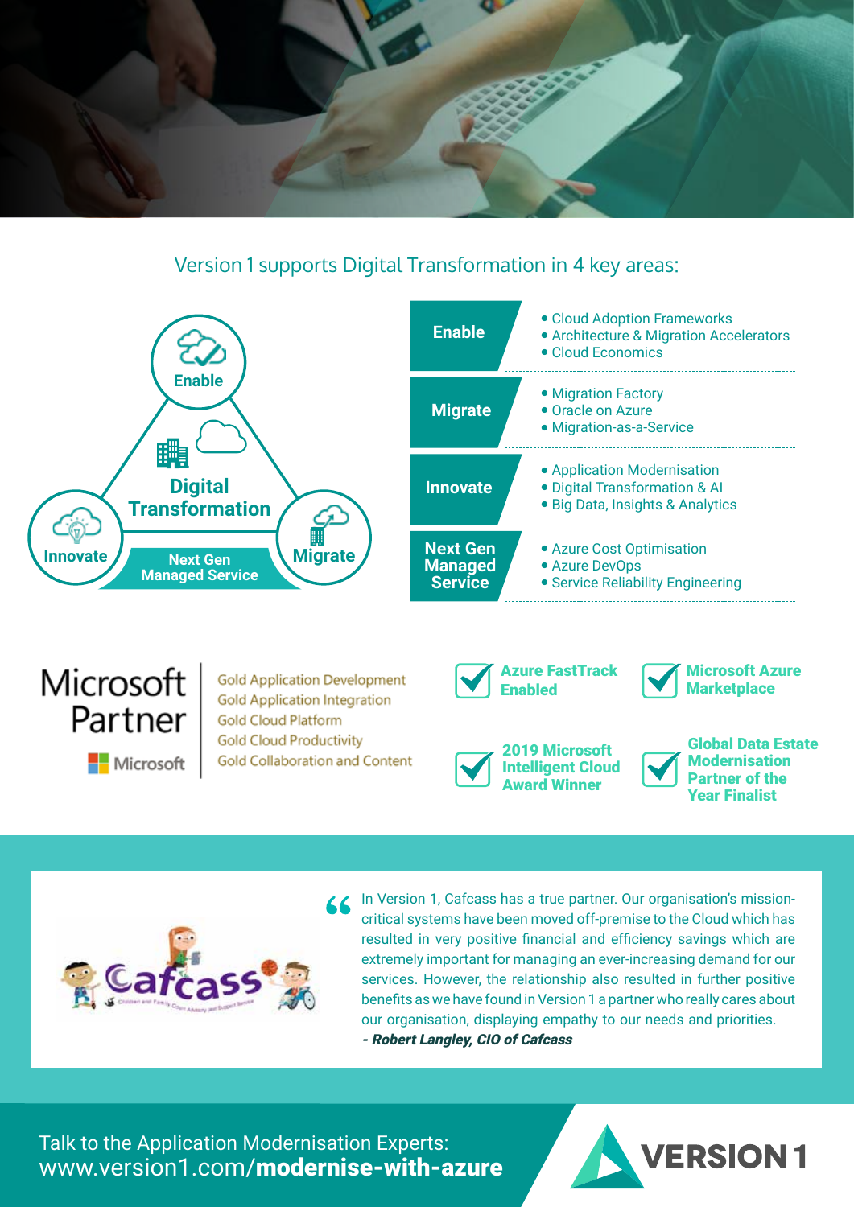## Version 1 supports Digital Transformation in 4 key areas:

Enable

Digital Transformation

Innovate

Next Gen Managed Service

Migrate

**Enable**
- Cloud Adoption Frameworks
- Architecture & Migration Accelerators
- Cloud Economics

**Migrate**
- Migration Factory
- Oracle on Azure
- Migration-as-a-Service

**Innovate**
- Application Modernisation
- Digital Transformation & AI
- Big Data, Insights & Analytics

**Next Gen Managed Service**
- Azure Cost Optimisation
- Azure DevOps
- Service Reliability Engineering

Microsoft Partner

Microsoft

Gold Application Development
Gold Application Integration
Gold Cloud Platform
Gold Cloud Productivity
Gold Collaboration and Content

**Azure FastTrack Enabled**

**Microsoft Azure Marketplace**

**2019 Microsoft Intelligent Cloud Award Winner**

**Global Data Estate Modernisation Partner of the Year Finalist**

Cafcass

“ In Version 1, Cafcass has a true partner. Our organisation’s mission-critical systems have been moved off-premise to the Cloud which has resulted in very positive financial and efficiency savings which are extremely important for managing an ever-increasing demand for our services. However, the relationship also resulted in further positive benefits as we have found in Version 1 a partner who really cares about our organisation, displaying empathy to our needs and priorities.

***- Robert Langley, CIO of Cafcass***

Talk to the Application Modernisation Experts:
www.version1.com/**modernise-with-azure**

VERSION 1